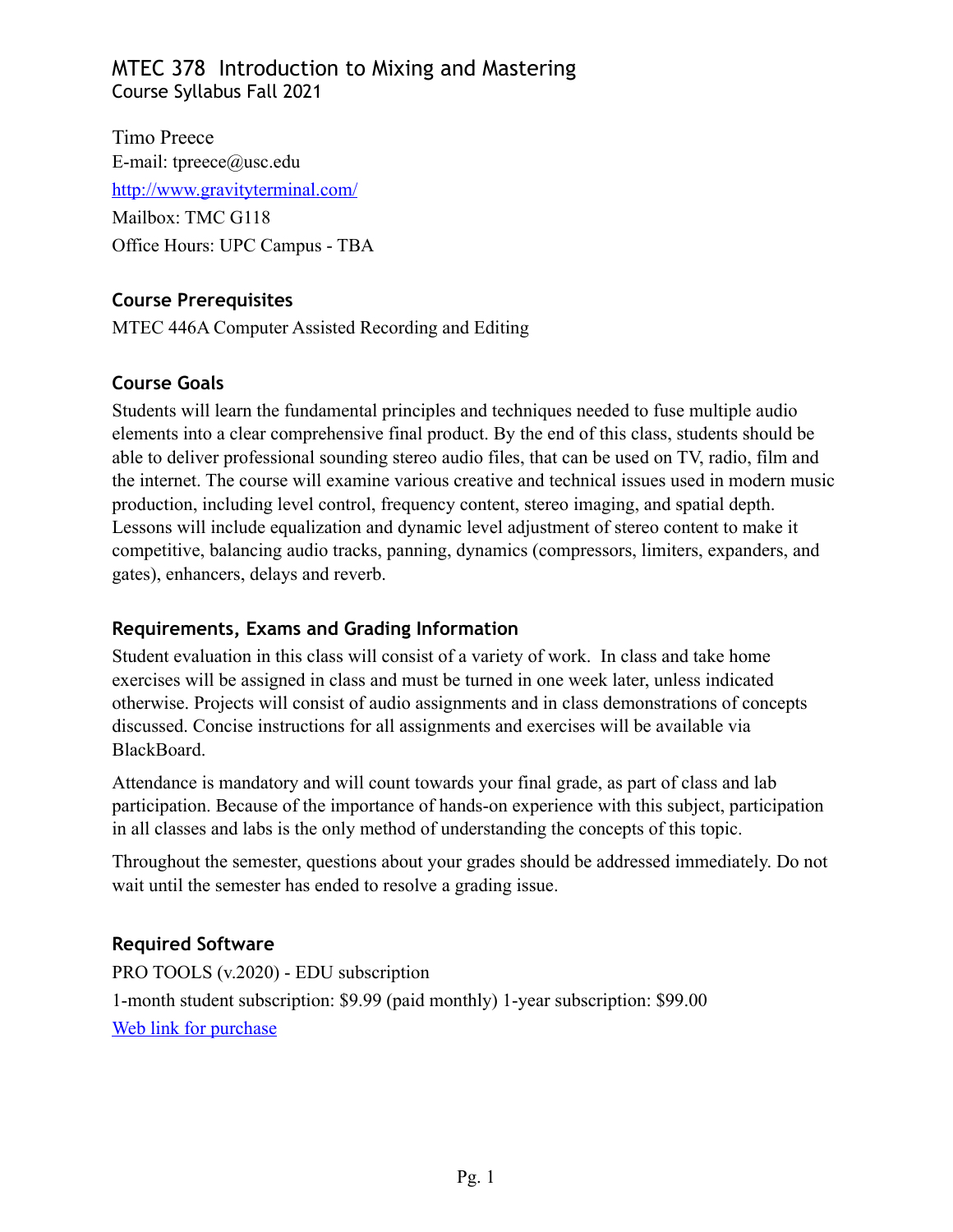# MTEC 378 Introduction to Mixing and Mastering

Course Syllabus Fall 2021

Timo Preece

E-mail: tpreece@usc.edu

http://www.gravityterminal.com/

Mailbox: TMC G118

Office Hours: UPC Campus - TBA

## Course Prerequisites

MTEC 446A Computer Assisted Recording and Editing

## Course Goals

Students will learn the fundamental principles and techniques needed to fuse multiple audio elements into a clear comprehensive final product. By the end of this class, students should be able to deliver professional sounding stereo audio files, that can be used on TV, radio, film and the internet. The course will examine various creative and technical issues used in modern music production, including level control, frequency content, stereo imaging, and spatial depth. Lessons will include equalization and dynamic level adjustment of stereo content to make it competitive, balancing audio tracks, panning, dynamics (compressors, limiters, expanders, and gates), enhancers, delays and reverb.

## Requirements, Exams and Grading Information

Student evaluation in this class will consist of a variety of work. In class and take home exercises will be assigned in class and must be turned in one week later, unless indicated otherwise. Projects will consist of audio assignments and in class demonstrations of concepts discussed. Concise instructions for all assignments and exercises will be available via BlackBoard.

Attendance is mandatory and will count towards your final grade, as part of class and lab participation. Because of the importance of hands-on experience with this subject, participation in all classes and labs is the only method of understanding the concepts of this topic.

Throughout the semester, questions about your grades should be addressed immediately. Do not wait until the semester has ended to resolve a grading issue.

## Required Software

PRO TOOLS (v.2020) - EDU subscription

1-month student subscription: $9.99 (paid monthly) 1-year subscription: $99.00

Web link for purchase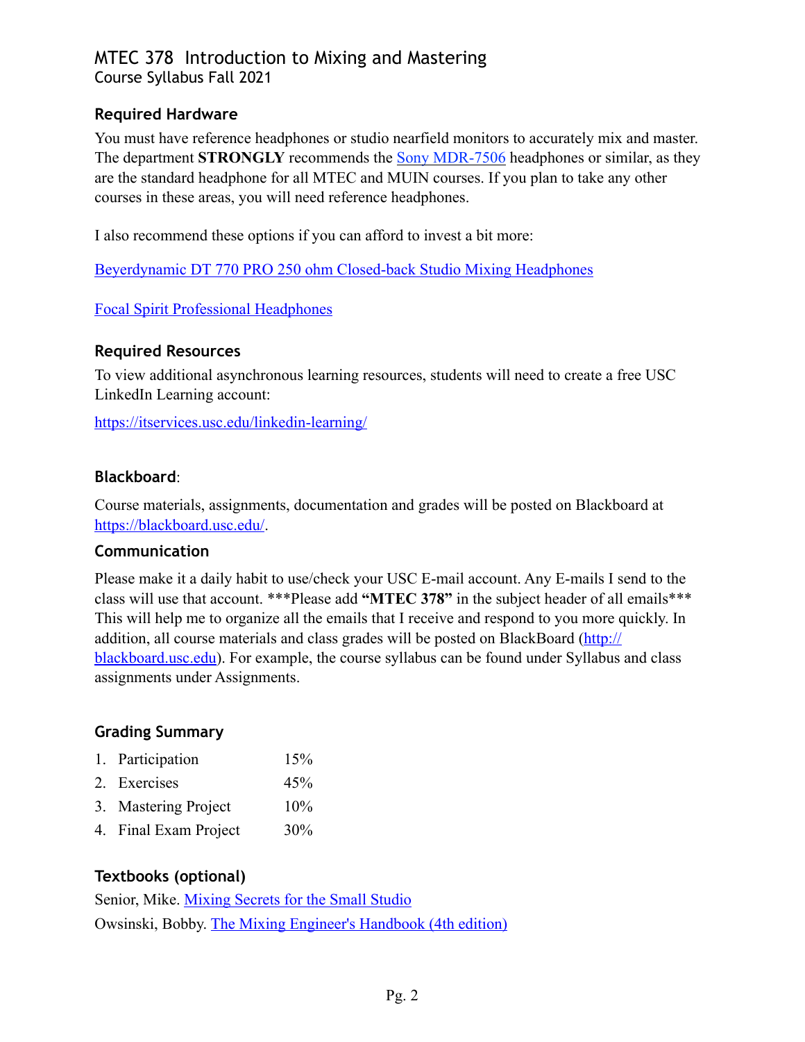# MTEC 378 Introduction to Mixing and Mastering
Course Syllabus Fall 2021

### Required Hardware

You must have reference headphones or studio nearfield monitors to accurately mix and master. The department **STRONGLY** recommends the Sony MDR-7506 headphones or similar, as they are the standard headphone for all MTEC and MUIN courses. If you plan to take any other courses in these areas, you will need reference headphones.

I also recommend these options if you can afford to invest a bit more:

Beyerdynamic DT 770 PRO 250 ohm Closed-back Studio Mixing Headphones

Focal Spirit Professional Headphones

### Required Resources

To view additional asynchronous learning resources, students will need to create a free USC LinkedIn Learning account:

https://itservices.usc.edu/linkedin-learning/

### Blackboard:

Course materials, assignments, documentation and grades will be posted on Blackboard at https://blackboard.usc.edu/.

### Communication

Please make it a daily habit to use/check your USC E-mail account. Any E-mails I send to the class will use that account. ***Please add **"MTEC 378"** in the subject header of all emails*** This will help me to organize all the emails that I receive and respond to you more quickly. In addition, all course materials and class grades will be posted on BlackBoard (http://blackboard.usc.edu). For example, the course syllabus can be found under Syllabus and class assignments under Assignments.

### Grading Summary

1. Participation 15%
2. Exercises 45%
3. Mastering Project 10%
4. Final Exam Project 30%

### Textbooks (optional)

Senior, Mike. Mixing Secrets for the Small Studio

Owsinski, Bobby. The Mixing Engineer's Handbook (4th edition)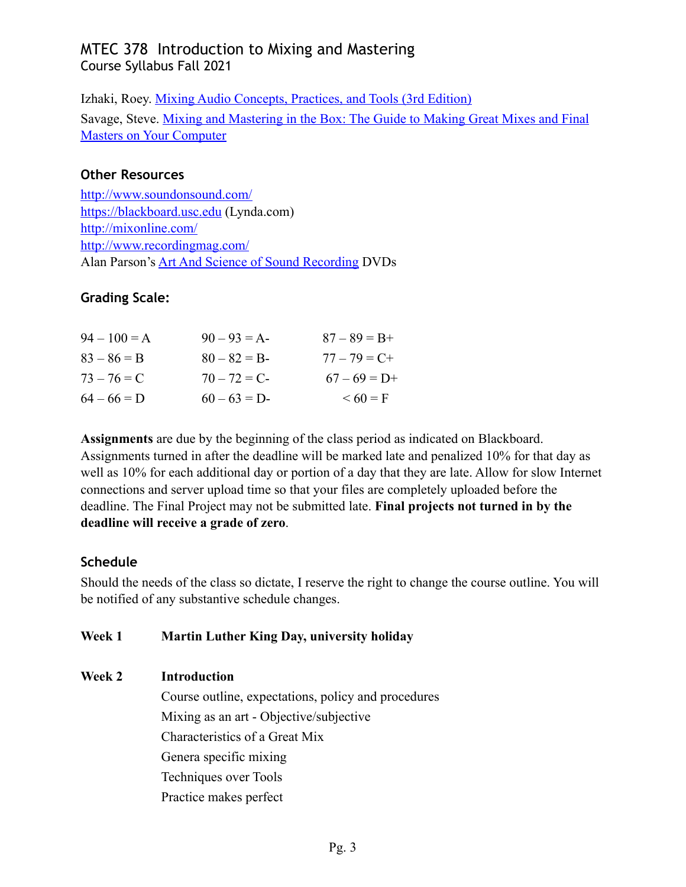# MTEC 378 Introduction to Mixing and Mastering

Course Syllabus Fall 2021

Izhaki, Roey. Mixing Audio Concepts, Practices, and Tools (3rd Edition)

Savage, Steve. Mixing and Mastering in the Box: The Guide to Making Great Mixes and Final Masters on Your Computer

### Other Resources

http://www.soundonsound.com/
https://blackboard.usc.edu (Lynda.com)
http://mixonline.com/
http://www.recordingmag.com/
Alan Parson's Art And Science of Sound Recording DVDs

### Grading Scale:

| | | |
|---|---|---|
| 94 – 100 = A | 90 – 93 = A- | 87 – 89 = B+ |
| 83 – 86 = B | 80 – 82 = B- | 77 – 79 = C+ |
| 73 – 76 = C | 70 – 72 = C- | 67 – 69 = D+ |
| 64 – 66 = D | 60 – 63 = D- | < 60 = F |

**Assignments** are due by the beginning of the class period as indicated on Blackboard. Assignments turned in after the deadline will be marked late and penalized 10% for that day as well as 10% for each additional day or portion of a day that they are late. Allow for slow Internet connections and server upload time so that your files are completely uploaded before the deadline. The Final Project may not be submitted late. **Final projects not turned in by the deadline will receive a grade of zero**.

### Schedule

Should the needs of the class so dictate, I reserve the right to change the course outline. You will be notified of any substantive schedule changes.

**Week 1** **Martin Luther King Day, university holiday**

**Week 2** **Introduction**

- Course outline, expectations, policy and procedures
- Mixing as an art - Objective/subjective
- Characteristics of a Great Mix
- Genera specific mixing
- Techniques over Tools
- Practice makes perfect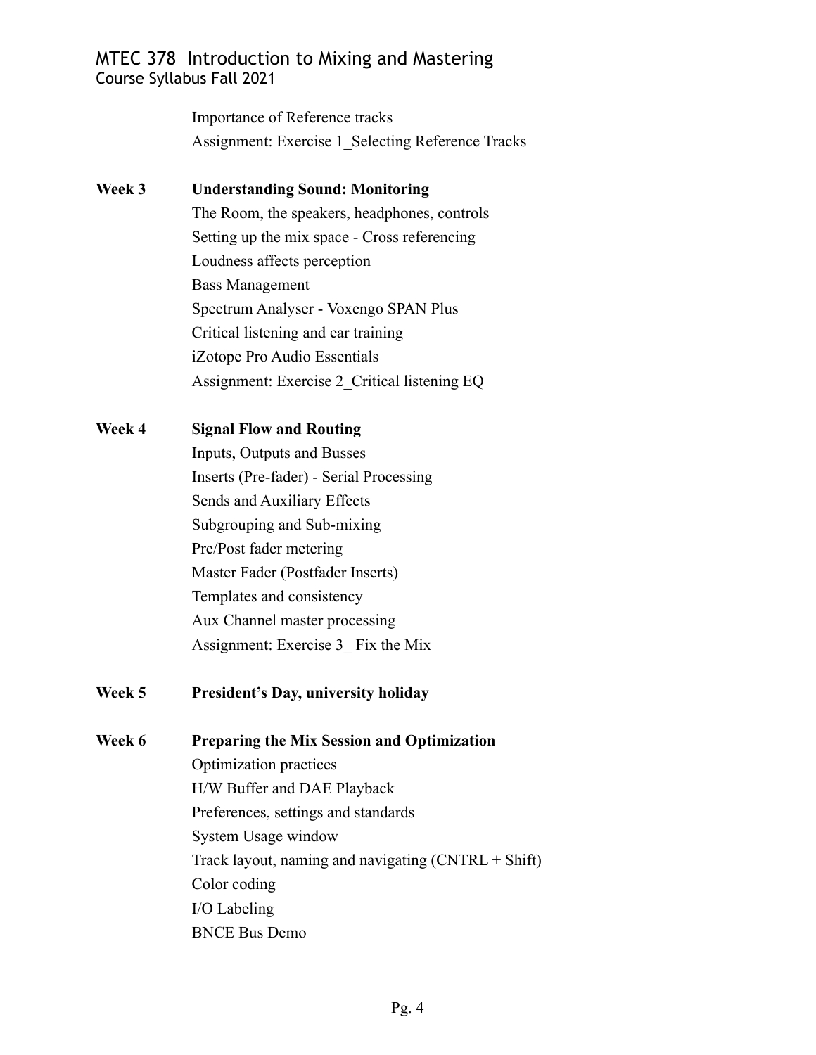Importance of Reference tracks

Assignment: Exercise 1_Selecting Reference Tracks

**Week 3 Understanding Sound: Monitoring**

The Room, the speakers, headphones, controls

Setting up the mix space - Cross referencing

Loudness affects perception

Bass Management

Spectrum Analyser - Voxengo SPAN Plus

Critical listening and ear training

iZotope Pro Audio Essentials

Assignment: Exercise 2_Critical listening EQ

**Week 4 Signal Flow and Routing**

Inputs, Outputs and Busses

Inserts (Pre-fader) - Serial Processing

Sends and Auxiliary Effects

Subgrouping and Sub-mixing

Pre/Post fader metering

Master Fader (Postfader Inserts)

Templates and consistency

Aux Channel master processing

Assignment: Exercise 3_ Fix the Mix

**Week 5 President's Day, university holiday**

**Week 6 Preparing the Mix Session and Optimization**

Optimization practices

H/W Buffer and DAE Playback

Preferences, settings and standards

System Usage window

Track layout, naming and navigating (CNTRL + Shift)

Color coding

I/O Labeling

BNCE Bus Demo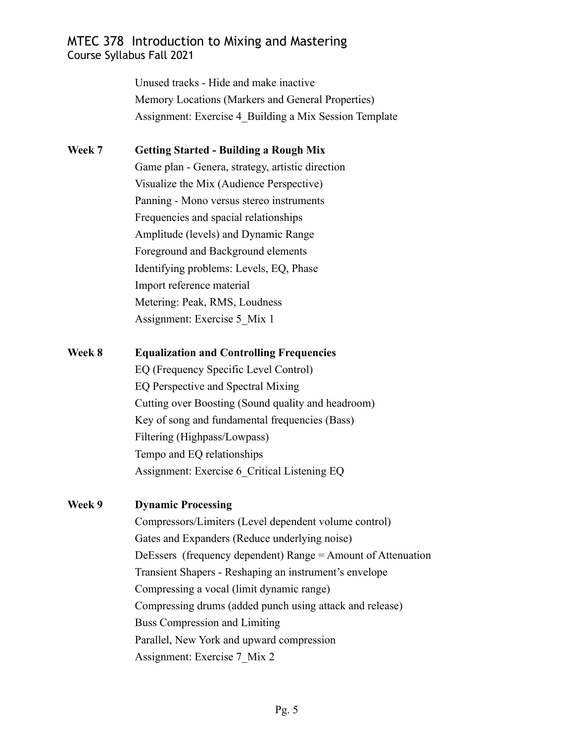Unused tracks - Hide and make inactive
Memory Locations (Markers and General Properties)
Assignment: Exercise 4_Building a Mix Session Template

**Week 7 Getting Started - Building a Rough Mix**

Game plan - Genera, strategy, artistic direction
Visualize the Mix (Audience Perspective)
Panning - Mono versus stereo instruments
Frequencies and spacial relationships
Amplitude (levels) and Dynamic Range
Foreground and Background elements
Identifying problems: Levels, EQ, Phase
Import reference material
Metering: Peak, RMS, Loudness
Assignment: Exercise 5_Mix 1

**Week 8 Equalization and Controlling Frequencies**

EQ (Frequency Specific Level Control)
EQ Perspective and Spectral Mixing
Cutting over Boosting (Sound quality and headroom)
Key of song and fundamental frequencies (Bass)
Filtering (Highpass/Lowpass)
Tempo and EQ relationships
Assignment: Exercise 6_Critical Listening EQ

**Week 9 Dynamic Processing**

Compressors/Limiters (Level dependent volume control)
Gates and Expanders (Reduce underlying noise)
DeEssers (frequency dependent) Range = Amount of Attenuation
Transient Shapers - Reshaping an instrument's envelope
Compressing a vocal (limit dynamic range)
Compressing drums (added punch using attack and release)
Buss Compression and Limiting
Parallel, New York and upward compression
Assignment: Exercise 7_Mix 2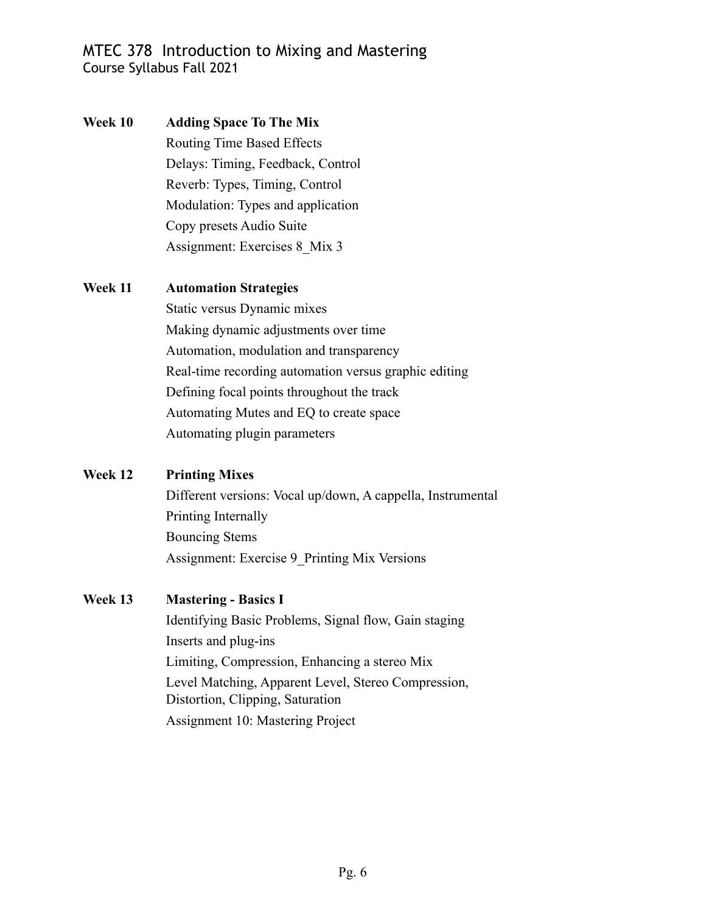**Week 10 Adding Space To The Mix**

Routing Time Based Effects
Delays: Timing, Feedback, Control
Reverb: Types, Timing, Control
Modulation: Types and application
Copy presets Audio Suite
Assignment: Exercises 8_Mix 3

**Week 11 Automation Strategies**

Static versus Dynamic mixes
Making dynamic adjustments over time
Automation, modulation and transparency
Real-time recording automation versus graphic editing
Defining focal points throughout the track
Automating Mutes and EQ to create space
Automating plugin parameters

**Week 12 Printing Mixes**

Different versions: Vocal up/down, A cappella, Instrumental
Printing Internally
Bouncing Stems
Assignment: Exercise 9_Printing Mix Versions

**Week 13 Mastering - Basics I**

Identifying Basic Problems, Signal flow, Gain staging
Inserts and plug-ins
Limiting, Compression, Enhancing a stereo Mix
Level Matching, Apparent Level, Stereo Compression, Distortion, Clipping, Saturation
Assignment 10: Mastering Project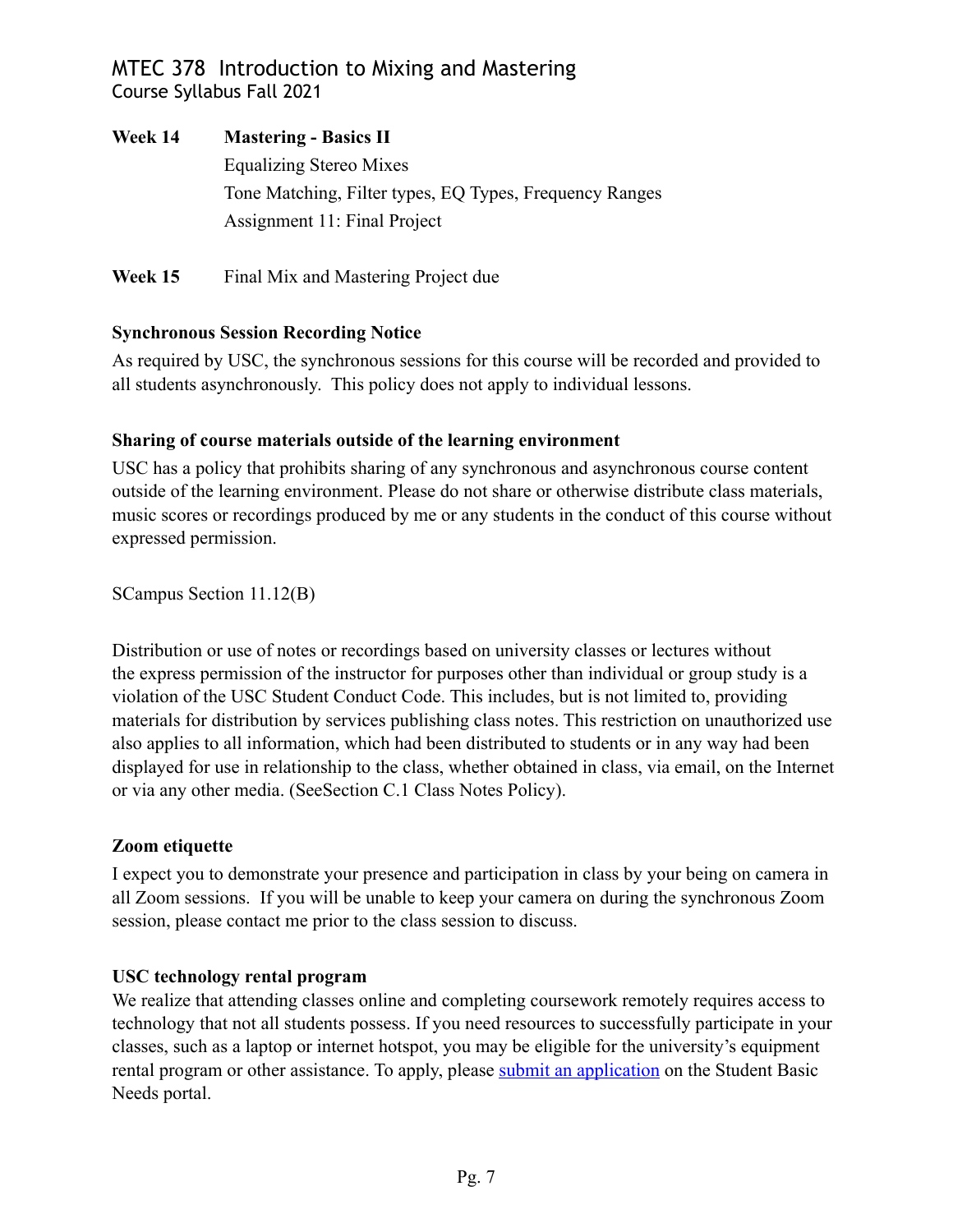**Week 14** **Mastering - Basics II**

Equalizing Stereo Mixes

Tone Matching, Filter types, EQ Types, Frequency Ranges

Assignment 11: Final Project

**Week 15** Final Mix and Mastering Project due

**Synchronous Session Recording Notice**

As required by USC, the synchronous sessions for this course will be recorded and provided to all students asynchronously. This policy does not apply to individual lessons.

**Sharing of course materials outside of the learning environment**

USC has a policy that prohibits sharing of any synchronous and asynchronous course content outside of the learning environment. Please do not share or otherwise distribute class materials, music scores or recordings produced by me or any students in the conduct of this course without expressed permission.

SCampus Section 11.12(B)

Distribution or use of notes or recordings based on university classes or lectures without the express permission of the instructor for purposes other than individual or group study is a violation of the USC Student Conduct Code. This includes, but is not limited to, providing materials for distribution by services publishing class notes. This restriction on unauthorized use also applies to all information, which had been distributed to students or in any way had been displayed for use in relationship to the class, whether obtained in class, via email, on the Internet or via any other media. (SeeSection C.1 Class Notes Policy).

**Zoom etiquette**

I expect you to demonstrate your presence and participation in class by your being on camera in all Zoom sessions. If you will be unable to keep your camera on during the synchronous Zoom session, please contact me prior to the class session to discuss.

**USC technology rental program**

We realize that attending classes online and completing coursework remotely requires access to technology that not all students possess. If you need resources to successfully participate in your classes, such as a laptop or internet hotspot, you may be eligible for the university's equipment rental program or other assistance. To apply, please submit an application on the Student Basic Needs portal.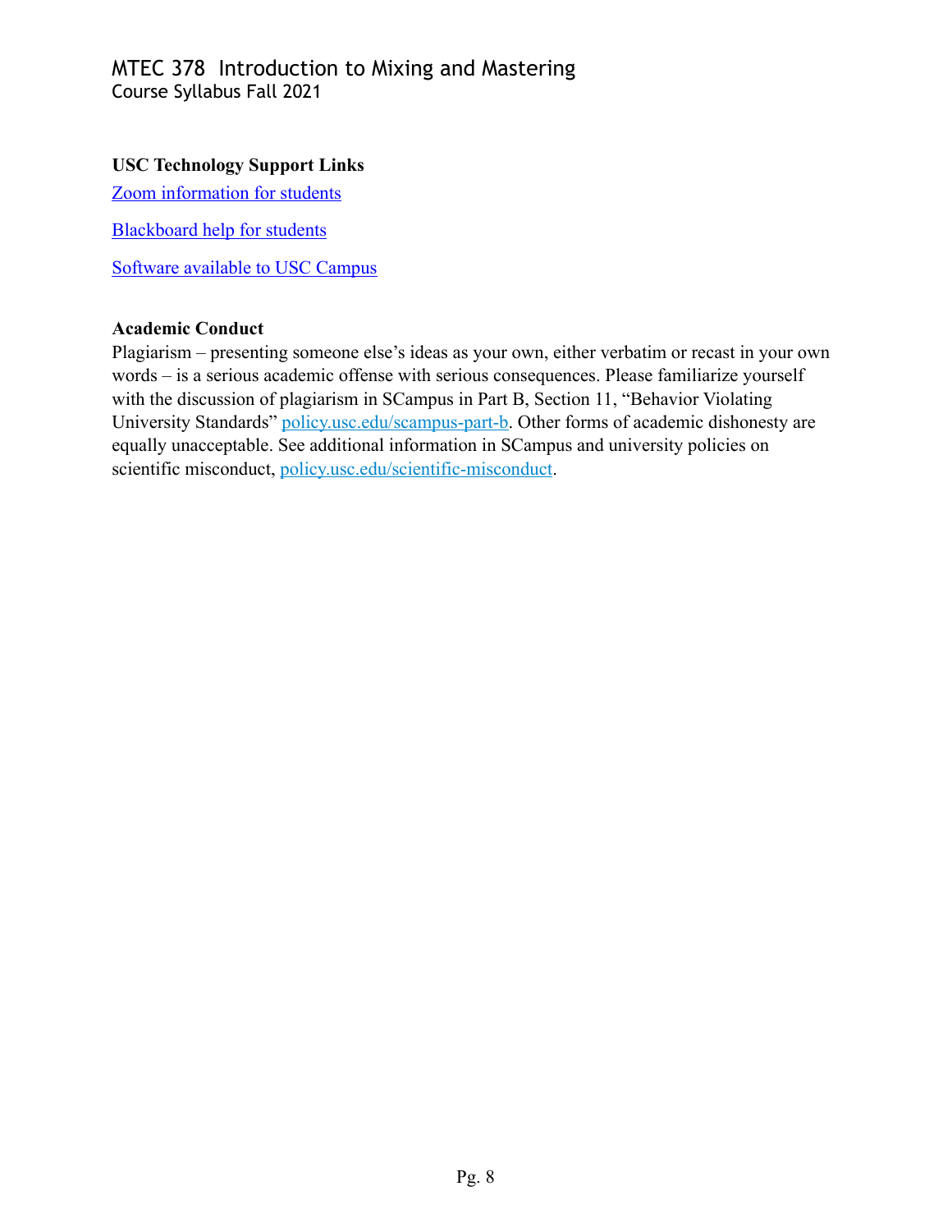**USC Technology Support Links**

Zoom information for students

Blackboard help for students

Software available to USC Campus

**Academic Conduct**

Plagiarism – presenting someone else's ideas as your own, either verbatim or recast in your own words – is a serious academic offense with serious consequences. Please familiarize yourself with the discussion of plagiarism in SCampus in Part B, Section 11, "Behavior Violating University Standards" policy.usc.edu/scampus-part-b. Other forms of academic dishonesty are equally unacceptable. See additional information in SCampus and university policies on scientific misconduct, policy.usc.edu/scientific-misconduct.